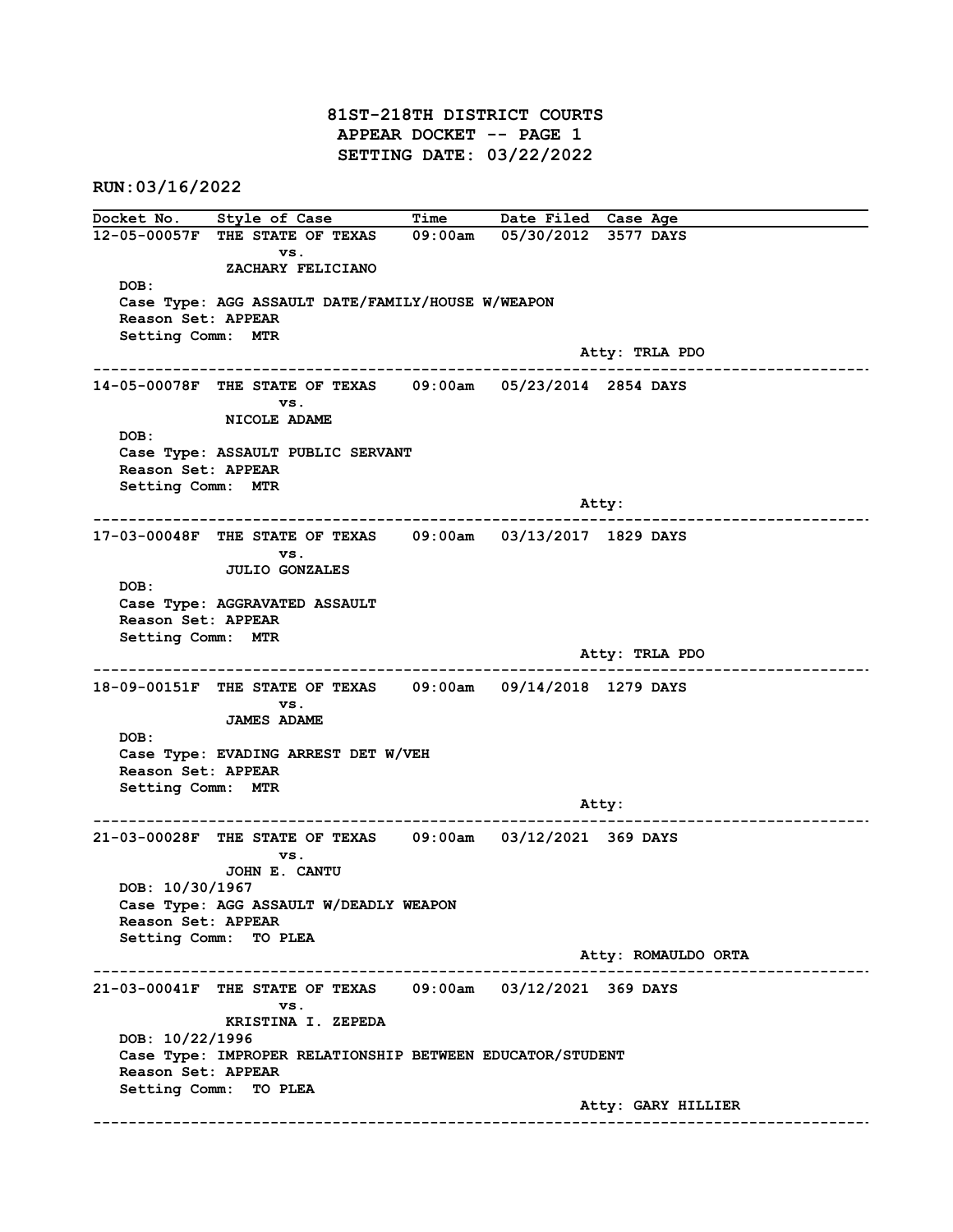# 81ST-218TH DISTRICT COURTS
## APPEAR DOCKET -- PAGE 1
## SETTING DATE: 03/22/2022

**RUN:03/16/2022**

| Docket No. | Style of Case | Time | Date Filed | Case Age |
|---|---|---|---|---|

**12-05-00057F** THE STATE OF TEXAS vs. ZACHARY FELICIANO — 09:00am — 05/30/2012 — 3577 DAYS
DOB:
Case Type: AGG ASSAULT DATE/FAMILY/HOUSE W/WEAPON
Reason Set: APPEAR
Setting Comm: MTR
Atty: TRLA PDO

---

**14-05-00078F** THE STATE OF TEXAS vs. NICOLE ADAME — 09:00am — 05/23/2014 — 2854 DAYS
DOB:
Case Type: ASSAULT PUBLIC SERVANT
Reason Set: APPEAR
Setting Comm: MTR
Atty:

---

**17-03-00048F** THE STATE OF TEXAS vs. JULIO GONZALES — 09:00am — 03/13/2017 — 1829 DAYS
DOB:
Case Type: AGGRAVATED ASSAULT
Reason Set: APPEAR
Setting Comm: MTR
Atty: TRLA PDO

---

**18-09-00151F** THE STATE OF TEXAS vs. JAMES ADAME — 09:00am — 09/14/2018 — 1279 DAYS
DOB:
Case Type: EVADING ARREST DET W/VEH
Reason Set: APPEAR
Setting Comm: MTR
Atty:

---

**21-03-00028F** THE STATE OF TEXAS vs. JOHN E. CANTU — 09:00am — 03/12/2021 — 369 DAYS
DOB: 10/30/1967
Case Type: AGG ASSAULT W/DEADLY WEAPON
Reason Set: APPEAR
Setting Comm: TO PLEA
Atty: ROMAULDO ORTA

---

**21-03-00041F** THE STATE OF TEXAS vs. KRISTINA I. ZEPEDA — 09:00am — 03/12/2021 — 369 DAYS
DOB: 10/22/1996
Case Type: IMPROPER RELATIONSHIP BETWEEN EDUCATOR/STUDENT
Reason Set: APPEAR
Setting Comm: TO PLEA
Atty: GARY HILLIER

---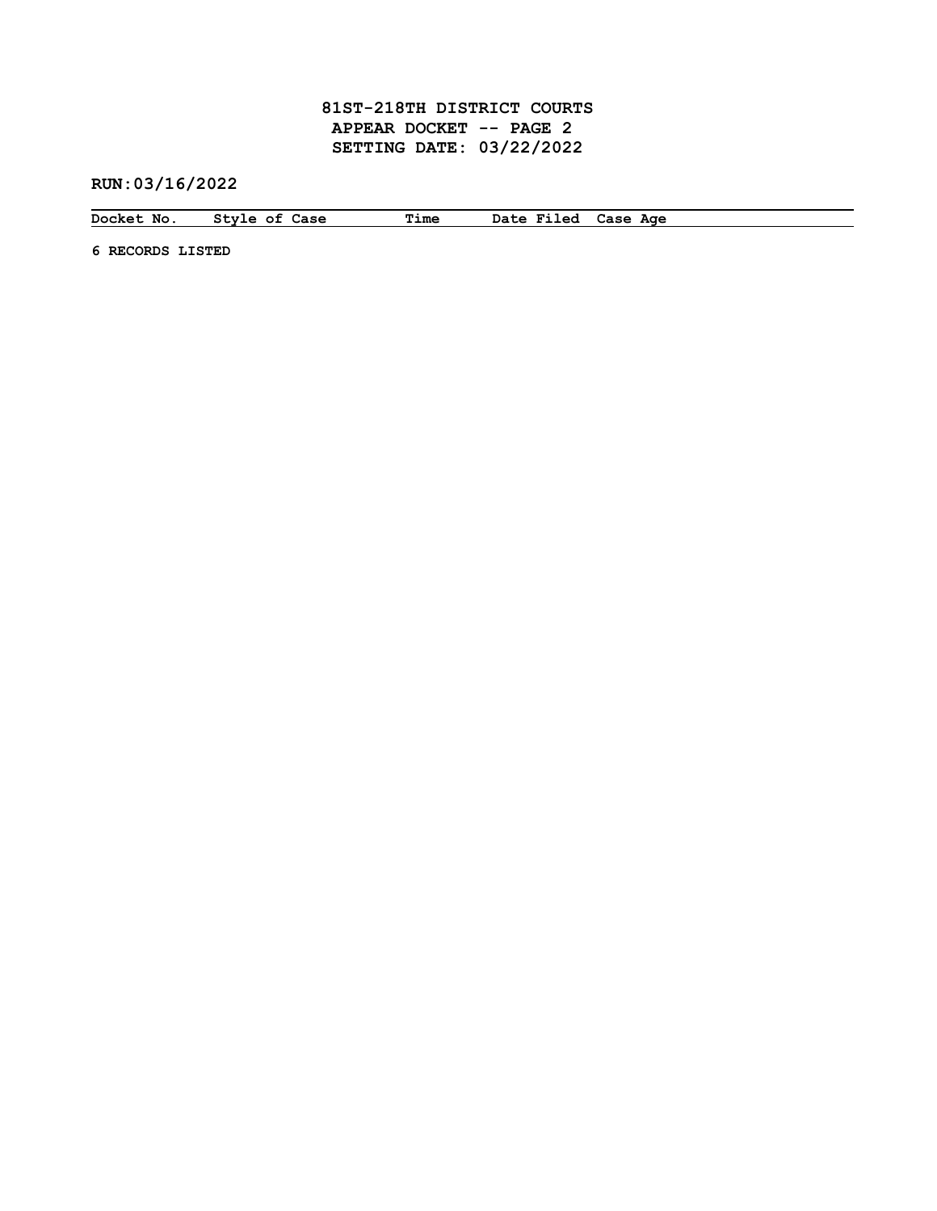**81ST-218TH DISTRICT COURTS**
**APPEAR DOCKET -- PAGE 2**
**SETTING DATE: 03/22/2022**

**RUN:03/16/2022**

| Docket No. | Style of Case | Time | Date Filed | Case Age |
|---|---|---|---|---|

**6 RECORDS LISTED**